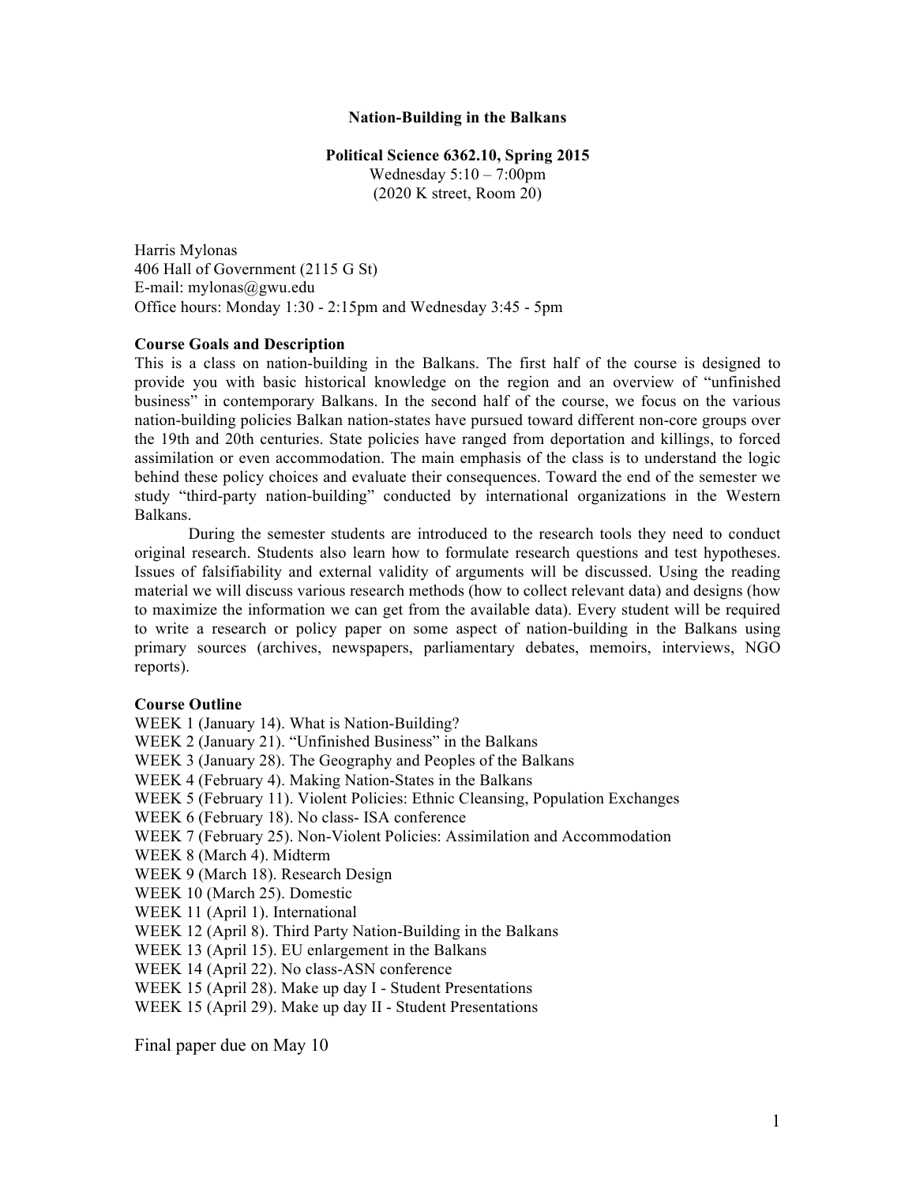# Nation-Building in the Balkans

**Political Science 6362.10, Spring 2015**
Wednesday 5:10 – 7:00pm
(2020 K street, Room 20)

Harris Mylonas
406 Hall of Government (2115 G St)
E-mail: mylonas@gwu.edu
Office hours: Monday 1:30 - 2:15pm and Wednesday 3:45 - 5pm

**Course Goals and Description**

This is a class on nation-building in the Balkans. The first half of the course is designed to provide you with basic historical knowledge on the region and an overview of "unfinished business" in contemporary Balkans. In the second half of the course, we focus on the various nation-building policies Balkan nation-states have pursued toward different non-core groups over the 19th and 20th centuries. State policies have ranged from deportation and killings, to forced assimilation or even accommodation. The main emphasis of the class is to understand the logic behind these policy choices and evaluate their consequences. Toward the end of the semester we study "third-party nation-building" conducted by international organizations in the Western Balkans.

During the semester students are introduced to the research tools they need to conduct original research. Students also learn how to formulate research questions and test hypotheses. Issues of falsifiability and external validity of arguments will be discussed. Using the reading material we will discuss various research methods (how to collect relevant data) and designs (how to maximize the information we can get from the available data). Every student will be required to write a research or policy paper on some aspect of nation-building in the Balkans using primary sources (archives, newspapers, parliamentary debates, memoirs, interviews, NGO reports).

**Course Outline**

WEEK 1 (January 14). What is Nation-Building?
WEEK 2 (January 21). "Unfinished Business" in the Balkans
WEEK 3 (January 28). The Geography and Peoples of the Balkans
WEEK 4 (February 4). Making Nation-States in the Balkans
WEEK 5 (February 11). Violent Policies: Ethnic Cleansing, Population Exchanges
WEEK 6 (February 18). No class- ISA conference
WEEK 7 (February 25). Non-Violent Policies: Assimilation and Accommodation
WEEK 8 (March 4). Midterm
WEEK 9 (March 18). Research Design
WEEK 10 (March 25). Domestic
WEEK 11 (April 1). International
WEEK 12 (April 8). Third Party Nation-Building in the Balkans
WEEK 13 (April 15). EU enlargement in the Balkans
WEEK 14 (April 22). No class-ASN conference
WEEK 15 (April 28). Make up day I - Student Presentations
WEEK 15 (April 29). Make up day II - Student Presentations

Final paper due on May 10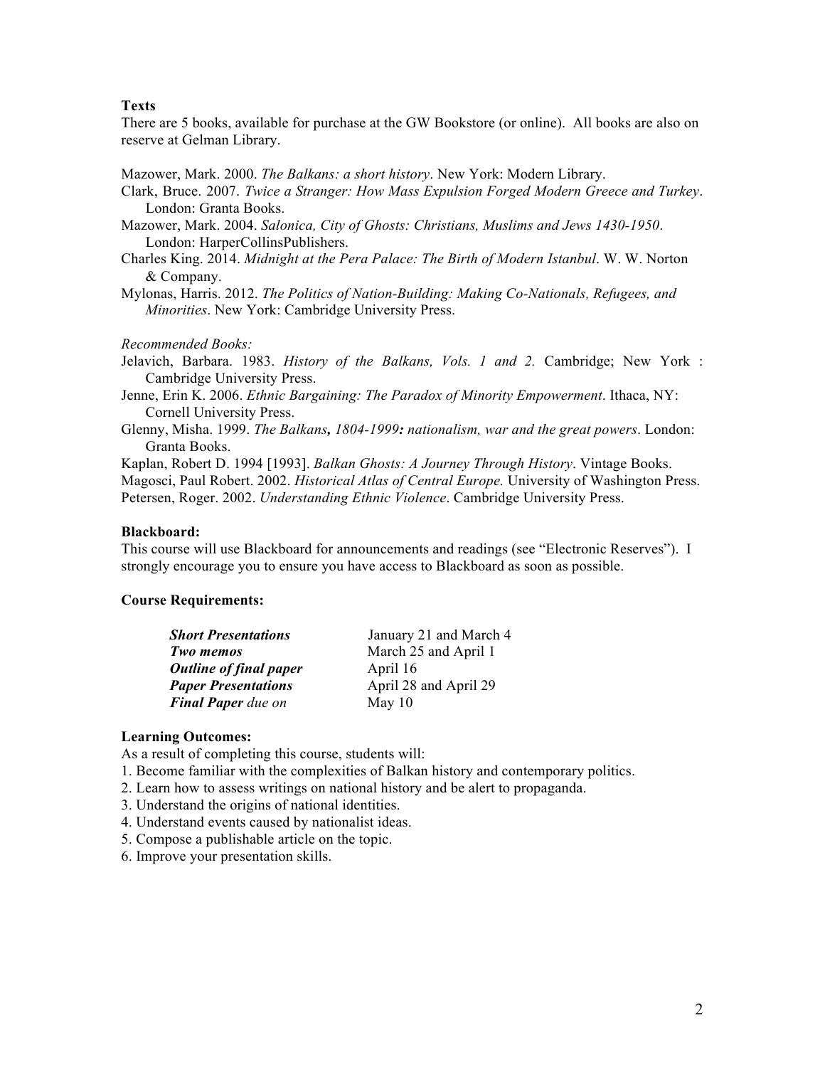**Texts**

There are 5 books, available for purchase at the GW Bookstore (or online). All books are also on reserve at Gelman Library.

Mazower, Mark. 2000. *The Balkans: a short history*. New York: Modern Library.

Clark, Bruce. 2007. *Twice a Stranger: How Mass Expulsion Forged Modern Greece and Turkey*. London: Granta Books.

Mazower, Mark. 2004. *Salonica, City of Ghosts: Christians, Muslims and Jews 1430-1950*. London: HarperCollinsPublishers.

Charles King. 2014. *Midnight at the Pera Palace: The Birth of Modern Istanbul*. W. W. Norton & Company.

Mylonas, Harris. 2012. *The Politics of Nation-Building: Making Co-Nationals, Refugees, and Minorities*. New York: Cambridge University Press.

*Recommended Books:*

Jelavich, Barbara. 1983. *History of the Balkans, Vols. 1 and 2.* Cambridge; New York : Cambridge University Press.

Jenne, Erin K. 2006. *Ethnic Bargaining: The Paradox of Minority Empowerment*. Ithaca, NY: Cornell University Press.

Glenny, Misha. 1999. *The Balkans**,** 1804-1999**:** nationalism, war and the great powers*. London: Granta Books.

Kaplan, Robert D. 1994 [1993]. *Balkan Ghosts: A Journey Through History*. Vintage Books.

Magosci, Paul Robert. 2002. *Historical Atlas of Central Europe.* University of Washington Press.

Petersen, Roger. 2002. *Understanding Ethnic Violence*. Cambridge University Press.

**Blackboard:**

This course will use Blackboard for announcements and readings (see "Electronic Reserves"). I strongly encourage you to ensure you have access to Blackboard as soon as possible.

**Course Requirements:**

| | |
|---|---|
| ***Short Presentations*** | January 21 and March 4 |
| ***Two memos*** | March 25 and April 1 |
| ***Outline of final paper*** | April 16 |
| ***Paper Presentations*** | April 28 and April 29 |
| ***Final Paper** due on* | May 10 |

**Learning Outcomes:**

As a result of completing this course, students will:

1. Become familiar with the complexities of Balkan history and contemporary politics.
2. Learn how to assess writings on national history and be alert to propaganda.
3. Understand the origins of national identities.
4. Understand events caused by nationalist ideas.
5. Compose a publishable article on the topic.
6. Improve your presentation skills.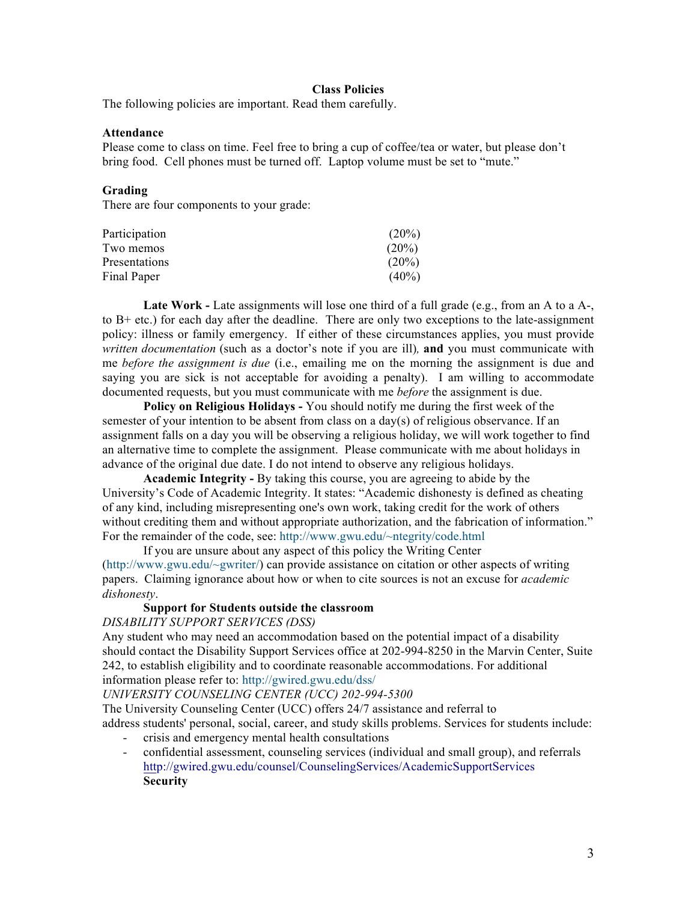## Class Policies

The following policies are important. Read them carefully.

### Attendance

Please come to class on time. Feel free to bring a cup of coffee/tea or water, but please don't bring food. Cell phones must be turned off. Laptop volume must be set to "mute."

### Grading

There are four components to your grade:

| Component | Weight |
| --- | --- |
| Participation | (20%) |
| Two memos | (20%) |
| Presentations | (20%) |
| Final Paper | (40%) |

**Late Work -** Late assignments will lose one third of a full grade (e.g., from an A to a A-, to B+ etc.) for each day after the deadline. There are only two exceptions to the late-assignment policy: illness or family emergency. If either of these circumstances applies, you must provide *written documentation* (such as a doctor's note if you are ill), **and** you must communicate with me *before the assignment is due* (i.e., emailing me on the morning the assignment is due and saying you are sick is not acceptable for avoiding a penalty). I am willing to accommodate documented requests, but you must communicate with me *before* the assignment is due.

**Policy on Religious Holidays -** You should notify me during the first week of the semester of your intention to be absent from class on a day(s) of religious observance. If an assignment falls on a day you will be observing a religious holiday, we will work together to find an alternative time to complete the assignment. Please communicate with me about holidays in advance of the original due date. I do not intend to observe any religious holidays.

**Academic Integrity -** By taking this course, you are agreeing to abide by the University's Code of Academic Integrity. It states: "Academic dishonesty is defined as cheating of any kind, including misrepresenting one's own work, taking credit for the work of others without crediting them and without appropriate authorization, and the fabrication of information." For the remainder of the code, see: http://www.gwu.edu/~ntegrity/code.html

If you are unsure about any aspect of this policy the Writing Center (http://www.gwu.edu/~gwriter/) can provide assistance on citation or other aspects of writing papers. Claiming ignorance about how or when to cite sources is not an excuse for *academic dishonesty*.

**Support for Students outside the classroom**

*DISABILITY SUPPORT SERVICES (DSS)*

Any student who may need an accommodation based on the potential impact of a disability should contact the Disability Support Services office at 202-994-8250 in the Marvin Center, Suite 242, to establish eligibility and to coordinate reasonable accommodations. For additional information please refer to: http://gwired.gwu.edu/dss/

*UNIVERSITY COUNSELING CENTER (UCC) 202-994-5300*

The University Counseling Center (UCC) offers 24/7 assistance and referral to address students' personal, social, career, and study skills problems. Services for students include:

- crisis and emergency mental health consultations
- confidential assessment, counseling services (individual and small group), and referrals http://gwired.gwu.edu/counsel/CounselingServices/AcademicSupportServices

**Security**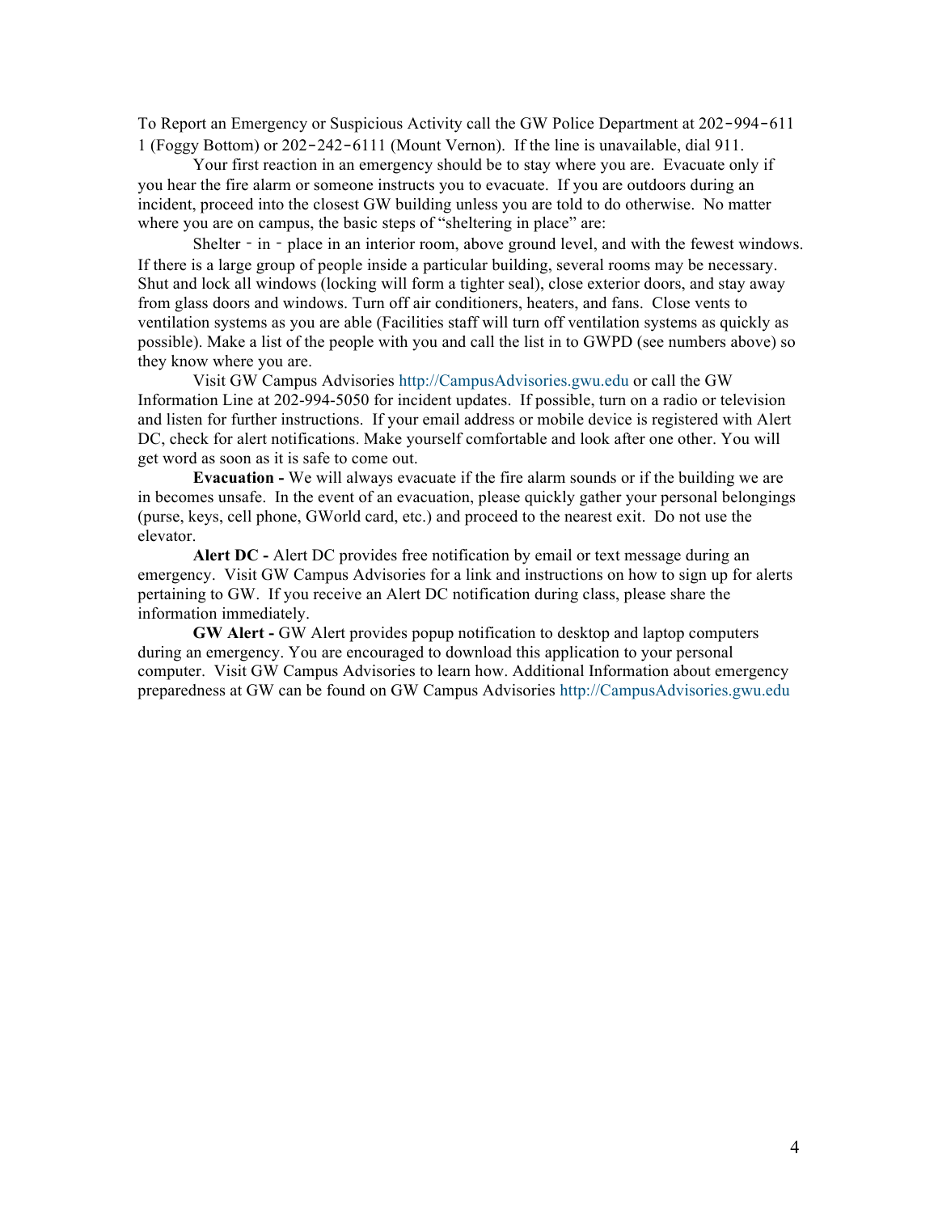To Report an Emergency or Suspicious Activity call the GW Police Department at 202-994-6111 (Foggy Bottom) or 202-242-6111 (Mount Vernon). If the line is unavailable, dial 911.

Your first reaction in an emergency should be to stay where you are. Evacuate only if you hear the fire alarm or someone instructs you to evacuate. If you are outdoors during an incident, proceed into the closest GW building unless you are told to do otherwise. No matter where you are on campus, the basic steps of "sheltering in place" are:

Shelter - in - place in an interior room, above ground level, and with the fewest windows. If there is a large group of people inside a particular building, several rooms may be necessary. Shut and lock all windows (locking will form a tighter seal), close exterior doors, and stay away from glass doors and windows. Turn off air conditioners, heaters, and fans. Close vents to ventilation systems as you are able (Facilities staff will turn off ventilation systems as quickly as possible). Make a list of the people with you and call the list in to GWPD (see numbers above) so they know where you are.

Visit GW Campus Advisories http://CampusAdvisories.gwu.edu or call the GW Information Line at 202-994-5050 for incident updates. If possible, turn on a radio or television and listen for further instructions. If your email address or mobile device is registered with Alert DC, check for alert notifications. Make yourself comfortable and look after one other. You will get word as soon as it is safe to come out.

**Evacuation -** We will always evacuate if the fire alarm sounds or if the building we are in becomes unsafe. In the event of an evacuation, please quickly gather your personal belongings (purse, keys, cell phone, GWorld card, etc.) and proceed to the nearest exit. Do not use the elevator.

**Alert DC -** Alert DC provides free notification by email or text message during an emergency. Visit GW Campus Advisories for a link and instructions on how to sign up for alerts pertaining to GW. If you receive an Alert DC notification during class, please share the information immediately.

**GW Alert -** GW Alert provides popup notification to desktop and laptop computers during an emergency. You are encouraged to download this application to your personal computer. Visit GW Campus Advisories to learn how. Additional Information about emergency preparedness at GW can be found on GW Campus Advisories http://CampusAdvisories.gwu.edu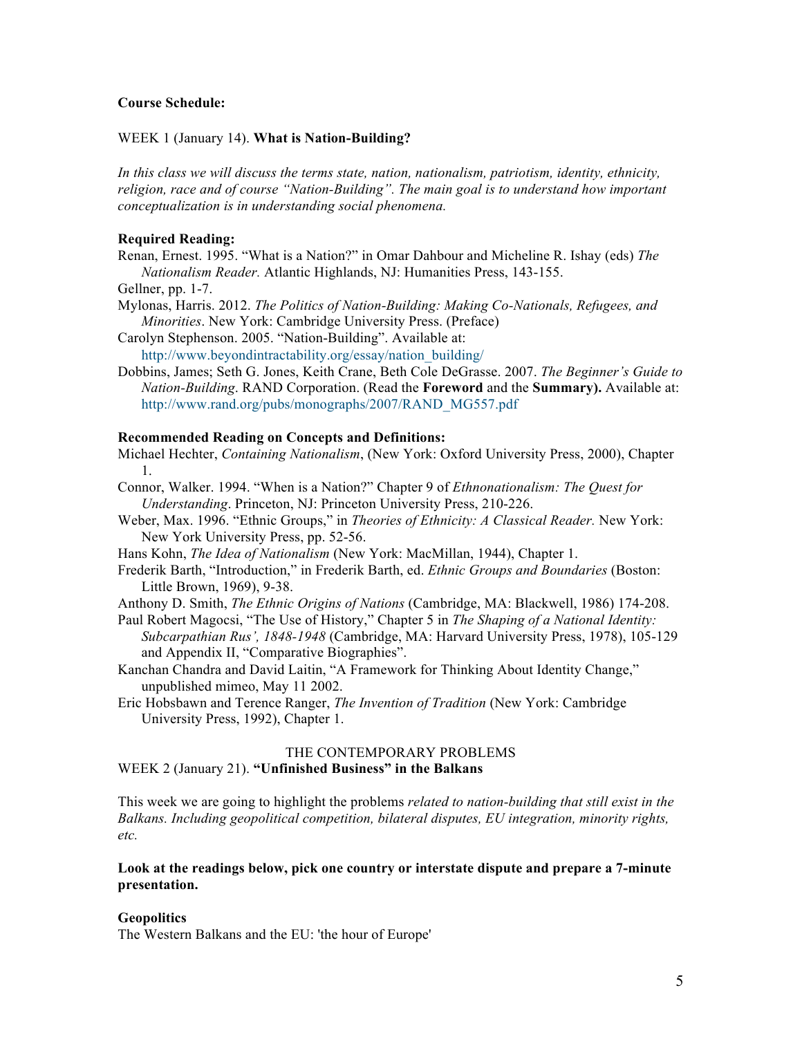**Course Schedule:**

WEEK 1 (January 14). **What is Nation-Building?**

*In this class we will discuss the terms state, nation, nationalism, patriotism, identity, ethnicity, religion, race and of course "Nation-Building". The main goal is to understand how important conceptualization is in understanding social phenomena.*

**Required Reading:**

Renan, Ernest. 1995. "What is a Nation?" in Omar Dahbour and Micheline R. Ishay (eds) *The Nationalism Reader.* Atlantic Highlands, NJ: Humanities Press, 143-155.

Gellner, pp. 1-7.

Mylonas, Harris. 2012. *The Politics of Nation-Building: Making Co-Nationals, Refugees, and Minorities*. New York: Cambridge University Press. (Preface)

Carolyn Stephenson. 2005. "Nation-Building". Available at: http://www.beyondintractability.org/essay/nation_building/

Dobbins, James; Seth G. Jones, Keith Crane, Beth Cole DeGrasse. 2007. *The Beginner's Guide to Nation-Building*. RAND Corporation. (Read the **Foreword** and the **Summary).** Available at: http://www.rand.org/pubs/monographs/2007/RAND_MG557.pdf

**Recommended Reading on Concepts and Definitions:**

Michael Hechter, *Containing Nationalism*, (New York: Oxford University Press, 2000), Chapter 1.

Connor, Walker. 1994. "When is a Nation?" Chapter 9 of *Ethnonationalism: The Quest for Understanding*. Princeton, NJ: Princeton University Press, 210-226.

Weber, Max. 1996. "Ethnic Groups," in *Theories of Ethnicity: A Classical Reader.* New York: New York University Press, pp. 52-56.

Hans Kohn, *The Idea of Nationalism* (New York: MacMillan, 1944), Chapter 1.

Frederik Barth, "Introduction," in Frederik Barth, ed. *Ethnic Groups and Boundaries* (Boston: Little Brown, 1969), 9-38.

Anthony D. Smith, *The Ethnic Origins of Nations* (Cambridge, MA: Blackwell, 1986) 174-208.

Paul Robert Magocsi, "The Use of History," Chapter 5 in *The Shaping of a National Identity: Subcarpathian Rus', 1848-1948* (Cambridge, MA: Harvard University Press, 1978), 105-129 and Appendix II, "Comparative Biographies".

Kanchan Chandra and David Laitin, "A Framework for Thinking About Identity Change," unpublished mimeo, May 11 2002.

Eric Hobsbawn and Terence Ranger, *The Invention of Tradition* (New York: Cambridge University Press, 1992), Chapter 1.

THE CONTEMPORARY PROBLEMS

WEEK 2 (January 21). **"Unfinished Business" in the Balkans**

This week we are going to highlight the problems *related to nation-building that still exist in the Balkans. Including geopolitical competition, bilateral disputes, EU integration, minority rights, etc.*

**Look at the readings below, pick one country or interstate dispute and prepare a 7-minute presentation.**

**Geopolitics**

The Western Balkans and the EU: 'the hour of Europe'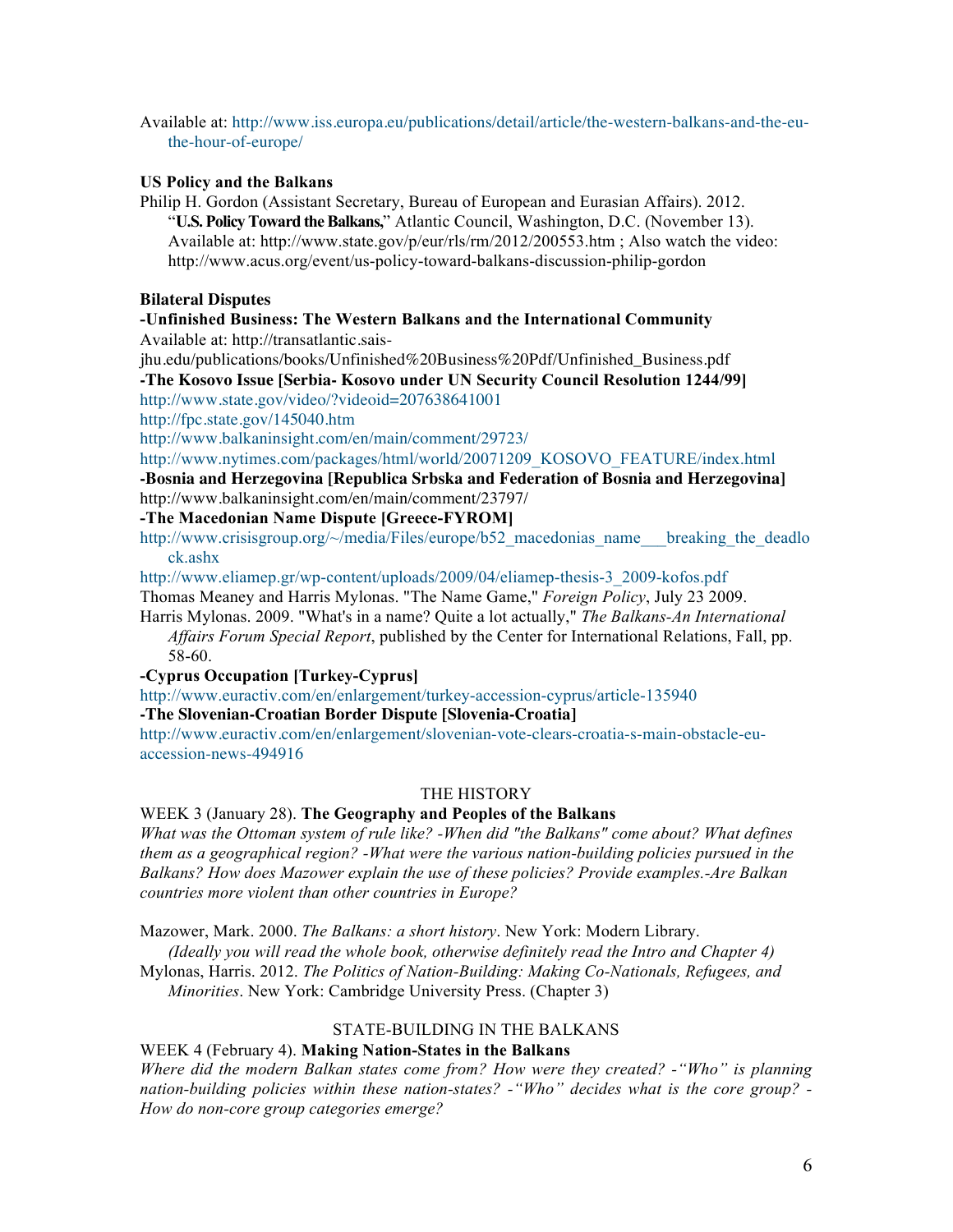Available at: http://www.iss.europa.eu/publications/detail/article/the-western-balkans-and-the-eu-the-hour-of-europe/

**US Policy and the Balkans**

Philip H. Gordon (Assistant Secretary, Bureau of European and Eurasian Affairs). 2012. "**U.S. Policy Toward the Balkans,**" Atlantic Council, Washington, D.C. (November 13). Available at: http://www.state.gov/p/eur/rls/rm/2012/200553.htm ; Also watch the video: http://www.acus.org/event/us-policy-toward-balkans-discussion-philip-gordon

**Bilateral Disputes**

**-Unfinished Business: The Western Balkans and the International Community**
Available at: http://transatlantic.sais-jhu.edu/publications/books/Unfinished%20Business%20Pdf/Unfinished_Business.pdf

**-The Kosovo Issue [Serbia- Kosovo under UN Security Council Resolution 1244/99]**
http://www.state.gov/video/?videoid=207638641001
http://fpc.state.gov/145040.htm
http://www.balkaninsight.com/en/main/comment/29723/
http://www.nytimes.com/packages/html/world/20071209_KOSOVO_FEATURE/index.html

**-Bosnia and Herzegovina [Republica Srbska and Federation of Bosnia and Herzegovina]**
http://www.balkaninsight.com/en/main/comment/23797/

**-The Macedonian Name Dispute [Greece-FYROM]**
http://www.crisisgroup.org/~/media/Files/europe/b52_macedonias_name___breaking_the_deadlock.ashx
http://www.eliamep.gr/wp-content/uploads/2009/04/eliamep-thesis-3_2009-kofos.pdf
Thomas Meaney and Harris Mylonas. "The Name Game," *Foreign Policy*, July 23 2009.
Harris Mylonas. 2009. "What's in a name? Quite a lot actually," *The Balkans-An International Affairs Forum Special Report*, published by the Center for International Relations, Fall, pp. 58-60.

**-Cyprus Occupation [Turkey-Cyprus]**
http://www.euractiv.com/en/enlargement/turkey-accession-cyprus/article-135940

**-The Slovenian-Croatian Border Dispute [Slovenia-Croatia]**
http://www.euractiv.com/en/enlargement/slovenian-vote-clears-croatia-s-main-obstacle-eu-accession-news-494916

## THE HISTORY

WEEK 3 (January 28). **The Geography and Peoples of the Balkans**

*What was the Ottoman system of rule like? -When did "the Balkans" come about? What defines them as a geographical region? -What were the various nation-building policies pursued in the Balkans? How does Mazower explain the use of these policies? Provide examples.-Are Balkan countries more violent than other countries in Europe?*

Mazower, Mark. 2000. *The Balkans: a short history*. New York: Modern Library.
*(Ideally you will read the whole book, otherwise definitely read the Intro and Chapter 4)*

Mylonas, Harris. 2012. *The Politics of Nation-Building: Making Co-Nationals, Refugees, and Minorities*. New York: Cambridge University Press. (Chapter 3)

## STATE-BUILDING IN THE BALKANS

WEEK 4 (February 4). **Making Nation-States in the Balkans**

*Where did the modern Balkan states come from? How were they created? -"Who" is planning nation-building policies within these nation-states? -"Who" decides what is the core group? -How do non-core group categories emerge?*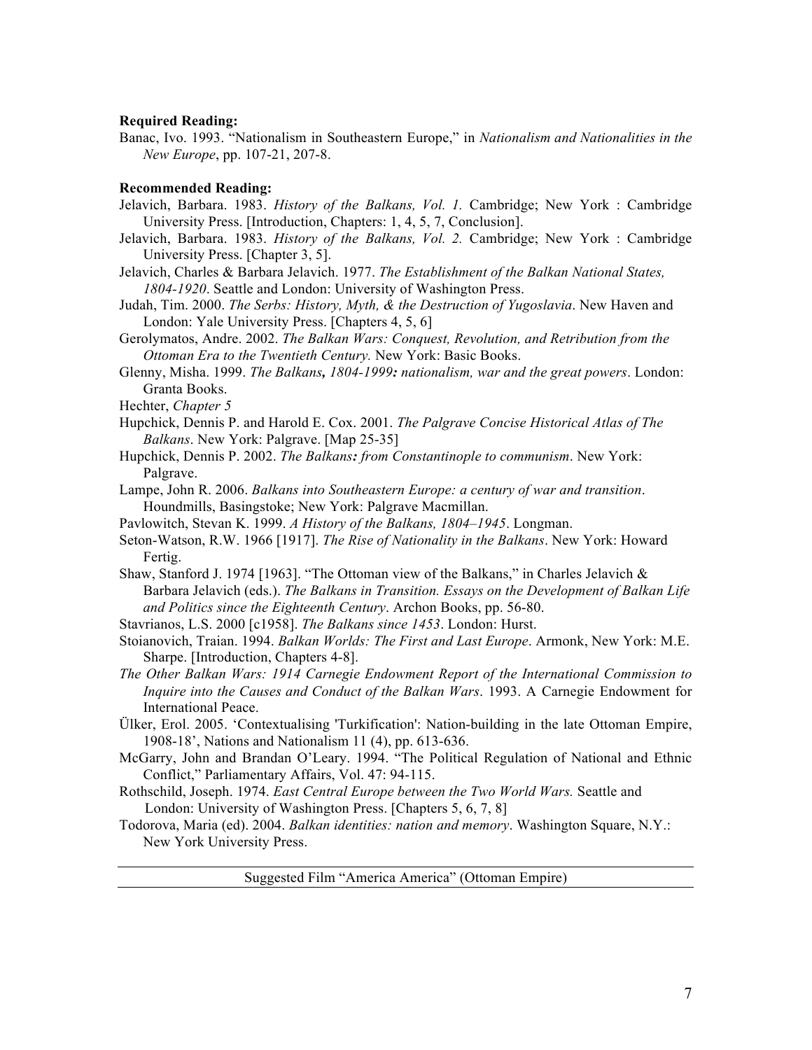**Required Reading:**

Banac, Ivo. 1993. "Nationalism in Southeastern Europe," in *Nationalism and Nationalities in the New Europe*, pp. 107-21, 207-8.

**Recommended Reading:**

Jelavich, Barbara. 1983. *History of the Balkans, Vol. 1.* Cambridge; New York : Cambridge University Press. [Introduction, Chapters: 1, 4, 5, 7, Conclusion].

Jelavich, Barbara. 1983. *History of the Balkans, Vol. 2.* Cambridge; New York : Cambridge University Press. [Chapter 3, 5].

Jelavich, Charles & Barbara Jelavich. 1977. *The Establishment of the Balkan National States, 1804-1920*. Seattle and London: University of Washington Press.

Judah, Tim. 2000. *The Serbs: History, Myth, & the Destruction of Yugoslavia*. New Haven and London: Yale University Press. [Chapters 4, 5, 6]

Gerolymatos, Andre. 2002. *The Balkan Wars: Conquest, Revolution, and Retribution from the Ottoman Era to the Twentieth Century.* New York: Basic Books.

Glenny, Misha. 1999. *The Balkans, 1804-1999: nationalism, war and the great powers*. London: Granta Books.

Hechter, *Chapter 5*

Hupchick, Dennis P. and Harold E. Cox. 2001. *The Palgrave Concise Historical Atlas of The Balkans*. New York: Palgrave. [Map 25-35]

Hupchick, Dennis P. 2002. *The Balkans: from Constantinople to communism*. New York: Palgrave.

Lampe, John R. 2006. *Balkans into Southeastern Europe: a century of war and transition*. Houndmills, Basingstoke; New York: Palgrave Macmillan.

Pavlowitch, Stevan K. 1999. *A History of the Balkans, 1804–1945*. Longman.

Seton-Watson, R.W. 1966 [1917]. *The Rise of Nationality in the Balkans*. New York: Howard Fertig.

Shaw, Stanford J. 1974 [1963]. "The Ottoman view of the Balkans," in Charles Jelavich & Barbara Jelavich (eds.). *The Balkans in Transition. Essays on the Development of Balkan Life and Politics since the Eighteenth Century*. Archon Books, pp. 56-80.

Stavrianos, L.S. 2000 [c1958]. *The Balkans since 1453*. London: Hurst.

Stoianovich, Traian. 1994. *Balkan Worlds: The First and Last Europe*. Armonk, New York: M.E. Sharpe. [Introduction, Chapters 4-8].

*The Other Balkan Wars: 1914 Carnegie Endowment Report of the International Commission to Inquire into the Causes and Conduct of the Balkan Wars*. 1993. A Carnegie Endowment for International Peace.

Ülker, Erol. 2005. 'Contextualising 'Turkification': Nation-building in the late Ottoman Empire, 1908-18', Nations and Nationalism 11 (4), pp. 613-636.

McGarry, John and Brandan O'Leary. 1994. "The Political Regulation of National and Ethnic Conflict," Parliamentary Affairs, Vol. 47: 94-115.

Rothschild, Joseph. 1974. *East Central Europe between the Two World Wars.* Seattle and London: University of Washington Press. [Chapters 5, 6, 7, 8]

Todorova, Maria (ed). 2004. *Balkan identities: nation and memory*. Washington Square, N.Y.: New York University Press.

---

Suggested Film "America America" (Ottoman Empire)

---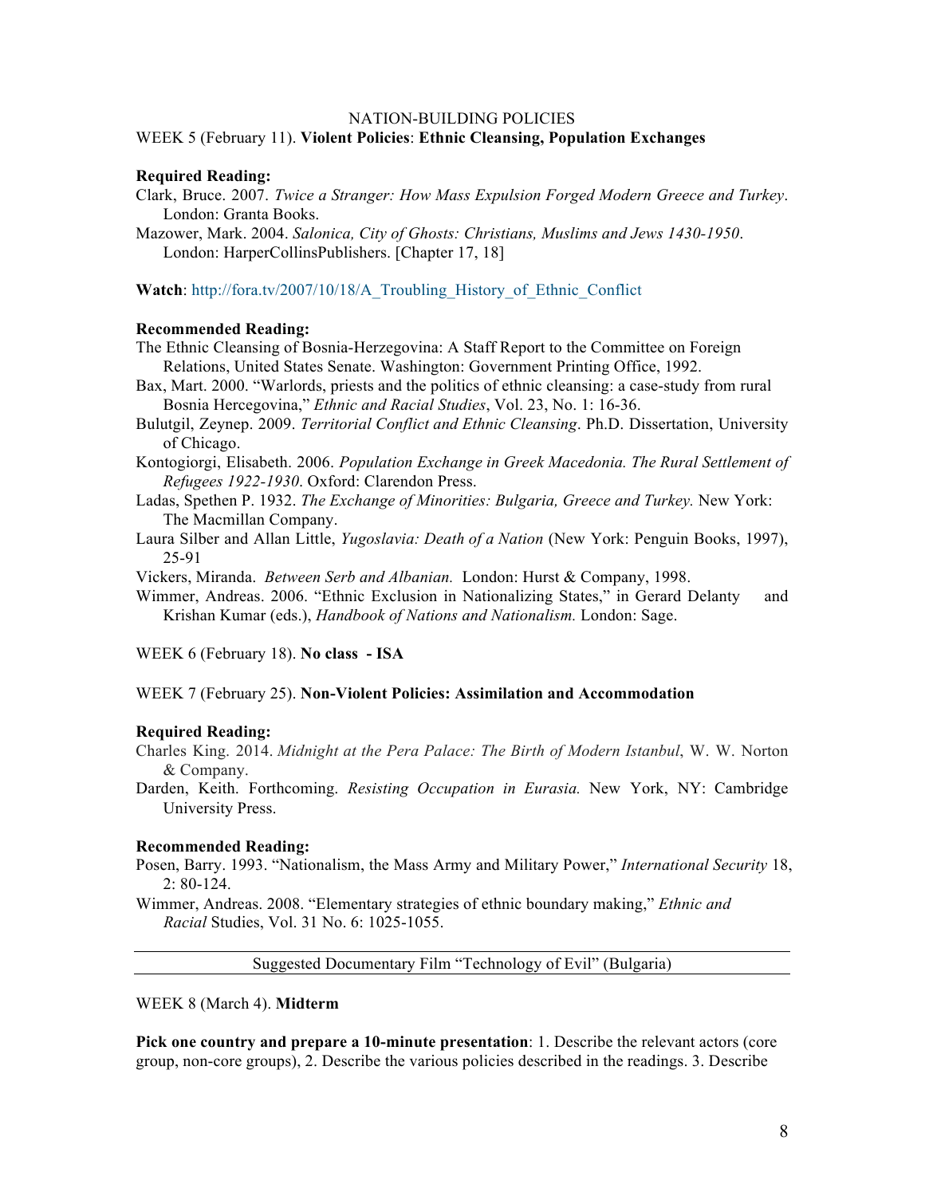NATION-BUILDING POLICIES

WEEK 5 (February 11). **Violent Policies**: **Ethnic Cleansing, Population Exchanges**

**Required Reading:**

Clark, Bruce. 2007. *Twice a Stranger: How Mass Expulsion Forged Modern Greece and Turkey*. London: Granta Books.

Mazower, Mark. 2004. *Salonica, City of Ghosts: Christians, Muslims and Jews 1430-1950*. London: HarperCollinsPublishers. [Chapter 17, 18]

**Watch**: http://fora.tv/2007/10/18/A_Troubling_History_of_Ethnic_Conflict

**Recommended Reading:**

The Ethnic Cleansing of Bosnia-Herzegovina: A Staff Report to the Committee on Foreign Relations, United States Senate. Washington: Government Printing Office, 1992.

Bax, Mart. 2000. "Warlords, priests and the politics of ethnic cleansing: a case-study from rural Bosnia Hercegovina," *Ethnic and Racial Studies*, Vol. 23, No. 1: 16-36.

Bulutgil, Zeynep. 2009. *Territorial Conflict and Ethnic Cleansing*. Ph.D. Dissertation, University of Chicago.

Kontogiorgi, Elisabeth. 2006. *Population Exchange in Greek Macedonia. The Rural Settlement of Refugees 1922-1930*. Oxford: Clarendon Press.

Ladas, Spethen P. 1932. *The Exchange of Minorities: Bulgaria, Greece and Turkey.* New York: The Macmillan Company.

Laura Silber and Allan Little, *Yugoslavia: Death of a Nation* (New York: Penguin Books, 1997), 25-91

Vickers, Miranda. *Between Serb and Albanian.* London: Hurst & Company, 1998.

Wimmer, Andreas. 2006. "Ethnic Exclusion in Nationalizing States," in Gerard Delanty and Krishan Kumar (eds.), *Handbook of Nations and Nationalism.* London: Sage.

WEEK 6 (February 18). **No class - ISA**

WEEK 7 (February 25). **Non-Violent Policies: Assimilation and Accommodation**

**Required Reading:**

Charles King. 2014. *Midnight at the Pera Palace: The Birth of Modern Istanbul*, W. W. Norton & Company.

Darden, Keith. Forthcoming. *Resisting Occupation in Eurasia.* New York, NY: Cambridge University Press.

**Recommended Reading:**

Posen, Barry. 1993. "Nationalism, the Mass Army and Military Power," *International Security* 18, 2: 80-124.

Wimmer, Andreas. 2008. "Elementary strategies of ethnic boundary making," *Ethnic and Racial* Studies, Vol. 31 No. 6: 1025-1055.

---

Suggested Documentary Film "Technology of Evil" (Bulgaria)

---

WEEK 8 (March 4). **Midterm**

**Pick one country and prepare a 10-minute presentation**: 1. Describe the relevant actors (core group, non-core groups), 2. Describe the various policies described in the readings. 3. Describe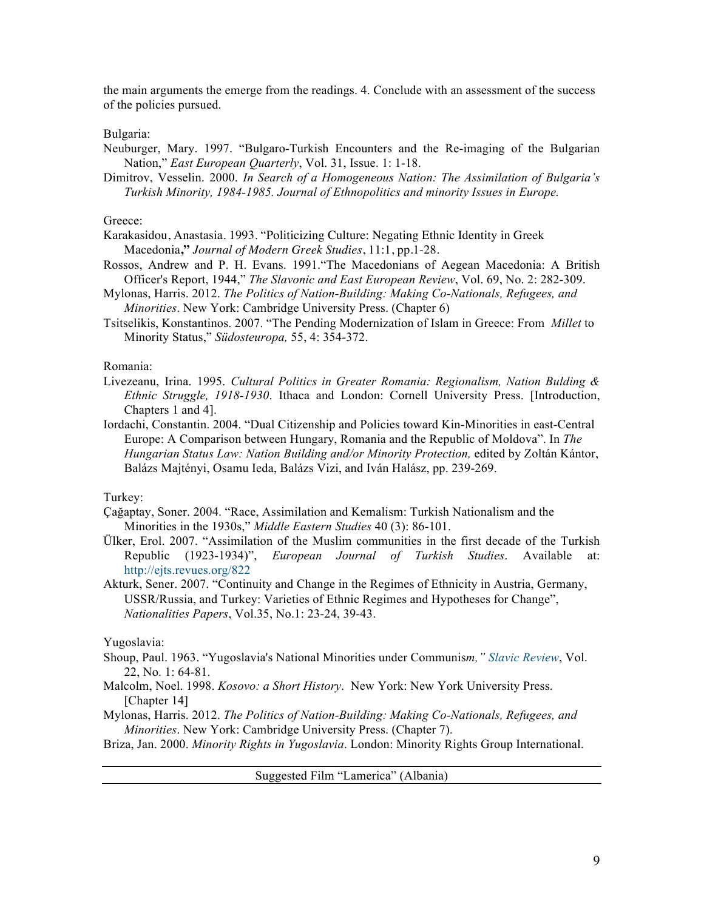the main arguments the emerge from the readings. 4. Conclude with an assessment of the success of the policies pursued.

Bulgaria:

Neuburger, Mary. 1997. "Bulgaro-Turkish Encounters and the Re-imaging of the Bulgarian Nation," *East European Quarterly*, Vol. 31, Issue. 1: 1-18.

Dimitrov, Vesselin. 2000. *In Search of a Homogeneous Nation: The Assimilation of Bulgaria's Turkish Minority, 1984-1985. Journal of Ethnopolitics and minority Issues in Europe.*

Greece:

Karakasidou, Anastasia. 1993. "Politicizing Culture: Negating Ethnic Identity in Greek Macedonia**,"** *Journal of Modern Greek Studies*, 11:1, pp.1-28.

Rossos, Andrew and P. H. Evans. 1991."The Macedonians of Aegean Macedonia: A British Officer's Report, 1944," *The Slavonic and East European Review*, Vol. 69, No. 2: 282-309.

Mylonas, Harris. 2012. *The Politics of Nation-Building: Making Co-Nationals, Refugees, and Minorities*. New York: Cambridge University Press. (Chapter 6)

Tsitselikis, Konstantinos. 2007. "The Pending Modernization of Islam in Greece: From *Millet* to Minority Status," *Südosteuropa,* 55, 4: 354-372.

Romania:

Livezeanu, Irina. 1995. *Cultural Politics in Greater Romania: Regionalism, Nation Bulding & Ethnic Struggle, 1918-1930*. Ithaca and London: Cornell University Press. [Introduction, Chapters 1 and 4].

Iordachi, Constantin. 2004. "Dual Citizenship and Policies toward Kin-Minorities in east-Central Europe: A Comparison between Hungary, Romania and the Republic of Moldova". In *The Hungarian Status Law: Nation Building and/or Minority Protection,* edited by Zoltán Kántor, Balázs Majtényi, Osamu Ieda, Balázs Vizi, and Iván Halász, pp. 239-269.

Turkey:

Çağaptay, Soner. 2004. "Race, Assimilation and Kemalism: Turkish Nationalism and the Minorities in the 1930s," *Middle Eastern Studies* 40 (3): 86-101.

Ülker, Erol. 2007. "Assimilation of the Muslim communities in the first decade of the Turkish Republic (1923-1934)", *European Journal of Turkish Studies*. Available at: http://ejts.revues.org/822

Akturk, Sener. 2007. "Continuity and Change in the Regimes of Ethnicity in Austria, Germany, USSR/Russia, and Turkey: Varieties of Ethnic Regimes and Hypotheses for Change", *Nationalities Papers*, Vol.35, No.1: 23-24, 39-43.

Yugoslavia:

Shoup, Paul. 1963. "Yugoslavia's National Minorities under Communis*m," Slavic Review*, Vol. 22, No. 1: 64-81.

Malcolm, Noel. 1998. *Kosovo: a Short History*. New York: New York University Press. [Chapter 14]

Mylonas, Harris. 2012. *The Politics of Nation-Building: Making Co-Nationals, Refugees, and Minorities*. New York: Cambridge University Press. (Chapter 7).

Briza, Jan. 2000. *Minority Rights in Yugoslavia*. London: Minority Rights Group International.

Suggested Film "Lamerica" (Albania)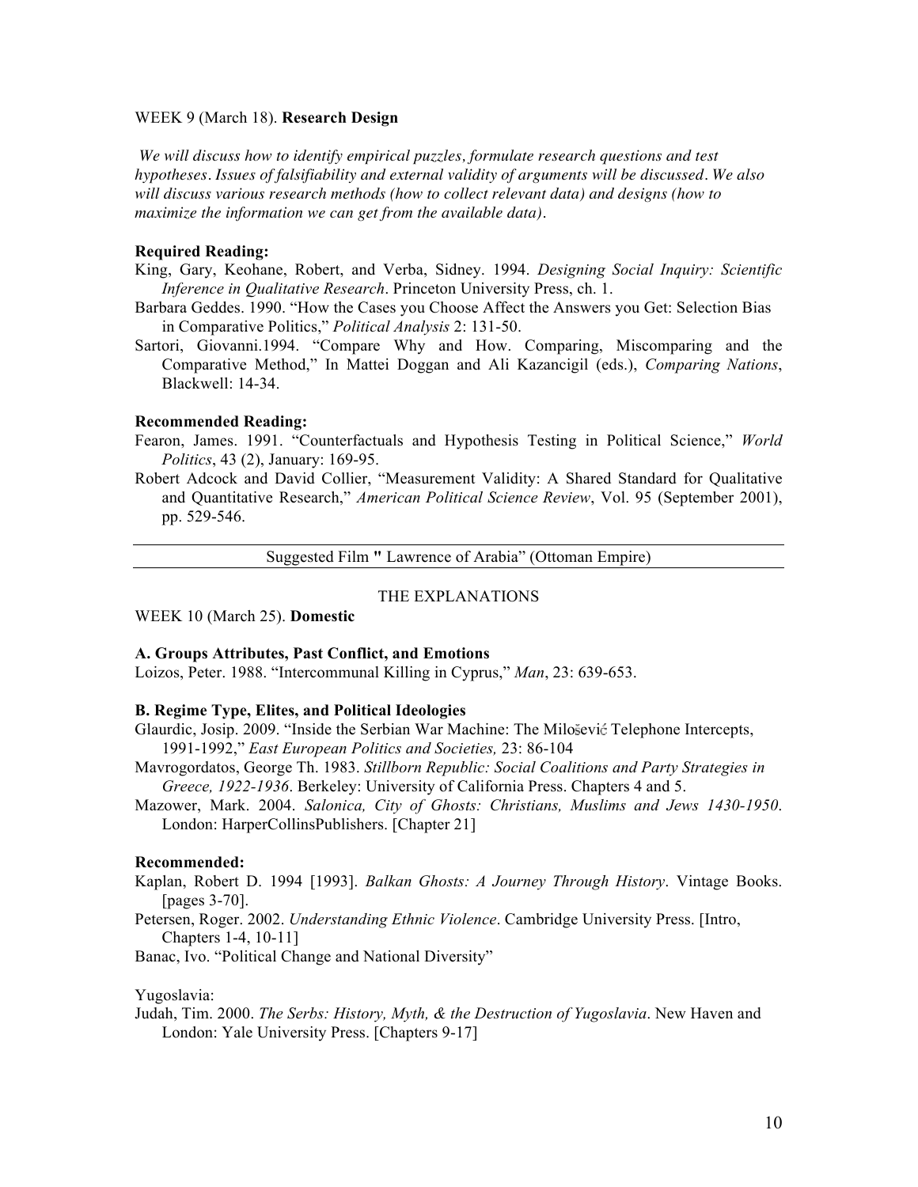WEEK 9 (March 18). **Research Design**

*We will discuss how to identify empirical puzzles, formulate research questions and test hypotheses. Issues of falsifiability and external validity of arguments will be discussed. We also will discuss various research methods (how to collect relevant data) and designs (how to maximize the information we can get from the available data).*

**Required Reading:**

King, Gary, Keohane, Robert, and Verba, Sidney. 1994. *Designing Social Inquiry: Scientific Inference in Qualitative Research*. Princeton University Press, ch. 1.

Barbara Geddes. 1990. "How the Cases you Choose Affect the Answers you Get: Selection Bias in Comparative Politics," *Political Analysis* 2: 131-50.

Sartori, Giovanni.1994. "Compare Why and How. Comparing, Miscomparing and the Comparative Method," In Mattei Doggan and Ali Kazancigil (eds.), *Comparing Nations*, Blackwell: 14-34.

**Recommended Reading:**

Fearon, James. 1991. "Counterfactuals and Hypothesis Testing in Political Science," *World Politics*, 43 (2), January: 169-95.

Robert Adcock and David Collier, "Measurement Validity: A Shared Standard for Qualitative and Quantitative Research," *American Political Science Review*, Vol. 95 (September 2001), pp. 529-546.

---

Suggested Film " Lawrence of Arabia" (Ottoman Empire)

---

THE EXPLANATIONS

WEEK 10 (March 25). **Domestic**

**A. Groups Attributes, Past Conflict, and Emotions**

Loizos, Peter. 1988. "Intercommunal Killing in Cyprus," *Man*, 23: 639-653.

**B. Regime Type, Elites, and Political Ideologies**

Glaurdic, Josip. 2009. "Inside the Serbian War Machine: The Milošević Telephone Intercepts, 1991-1992," *East European Politics and Societies,* 23: 86-104

Mavrogordatos, George Th. 1983. *Stillborn Republic: Social Coalitions and Party Strategies in Greece, 1922-1936*. Berkeley: University of California Press. Chapters 4 and 5.

Mazower, Mark. 2004. *Salonica, City of Ghosts: Christians, Muslims and Jews 1430-1950*. London: HarperCollinsPublishers. [Chapter 21]

**Recommended:**

Kaplan, Robert D. 1994 [1993]. *Balkan Ghosts: A Journey Through History*. Vintage Books. [pages 3-70].

Petersen, Roger. 2002. *Understanding Ethnic Violence*. Cambridge University Press. [Intro, Chapters 1-4, 10-11]

Banac, Ivo. "Political Change and National Diversity"

Yugoslavia:

Judah, Tim. 2000. *The Serbs: History, Myth, & the Destruction of Yugoslavia*. New Haven and London: Yale University Press. [Chapters 9-17]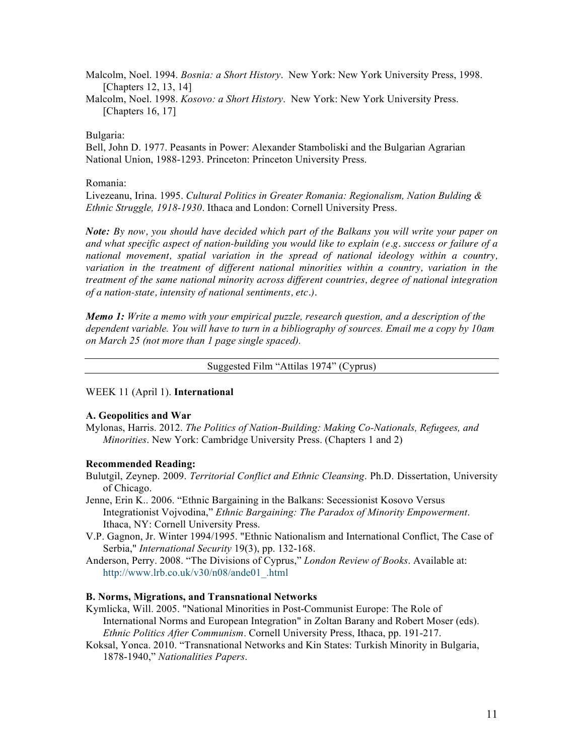Malcolm, Noel. 1994. *Bosnia: a Short History*. New York: New York University Press, 1998. [Chapters 12, 13, 14]

Malcolm, Noel. 1998. *Kosovo: a Short History*. New York: New York University Press. [Chapters 16, 17]

Bulgaria:

Bell, John D. 1977. Peasants in Power: Alexander Stamboliski and the Bulgarian Agrarian National Union, 1988-1293. Princeton: Princeton University Press.

Romania:

Livezeanu, Irina. 1995. *Cultural Politics in Greater Romania: Regionalism, Nation Bulding & Ethnic Struggle, 1918-1930*. Ithaca and London: Cornell University Press.

***Note:*** *By now, you should have decided which part of the Balkans you will write your paper on and what specific aspect of nation-building you would like to explain (e.g. success or failure of a national movement, spatial variation in the spread of national ideology within a country, variation in the treatment of different national minorities within a country, variation in the treatment of the same national minority across different countries, degree of national integration of a nation-state, intensity of national sentiments, etc.).*

***Memo 1:*** *Write a memo with your empirical puzzle, research question, and a description of the dependent variable. You will have to turn in a bibliography of sources. Email me a copy by 10am on March 25 (not more than 1 page single spaced).*

---

Suggested Film "Attilas 1974" (Cyprus)

---

WEEK 11 (April 1). **International**

**A. Geopolitics and War**

Mylonas, Harris. 2012. *The Politics of Nation-Building: Making Co-Nationals, Refugees, and Minorities*. New York: Cambridge University Press. (Chapters 1 and 2)

**Recommended Reading:**

Bulutgil, Zeynep. 2009. *Territorial Conflict and Ethnic Cleansing*. Ph.D. Dissertation, University of Chicago.

Jenne, Erin K.. 2006. "Ethnic Bargaining in the Balkans: Secessionist Kosovo Versus Integrationist Vojvodina," *Ethnic Bargaining: The Paradox of Minority Empowerment*. Ithaca, NY: Cornell University Press.

V.P. Gagnon, Jr. Winter 1994/1995. "Ethnic Nationalism and International Conflict, The Case of Serbia," *International Security* 19(3), pp. 132-168.

Anderson, Perry. 2008. "The Divisions of Cyprus," *London Review of Books*. Available at: http://www.lrb.co.uk/v30/n08/ande01_.html

**B. Norms, Migrations, and Transnational Networks**

Kymlicka, Will. 2005. "National Minorities in Post-Communist Europe: The Role of International Norms and European Integration" in Zoltan Barany and Robert Moser (eds). *Ethnic Politics After Communism*. Cornell University Press, Ithaca, pp. 191-217.

Koksal, Yonca. 2010. "Transnational Networks and Kin States: Turkish Minority in Bulgaria, 1878-1940," *Nationalities Papers*.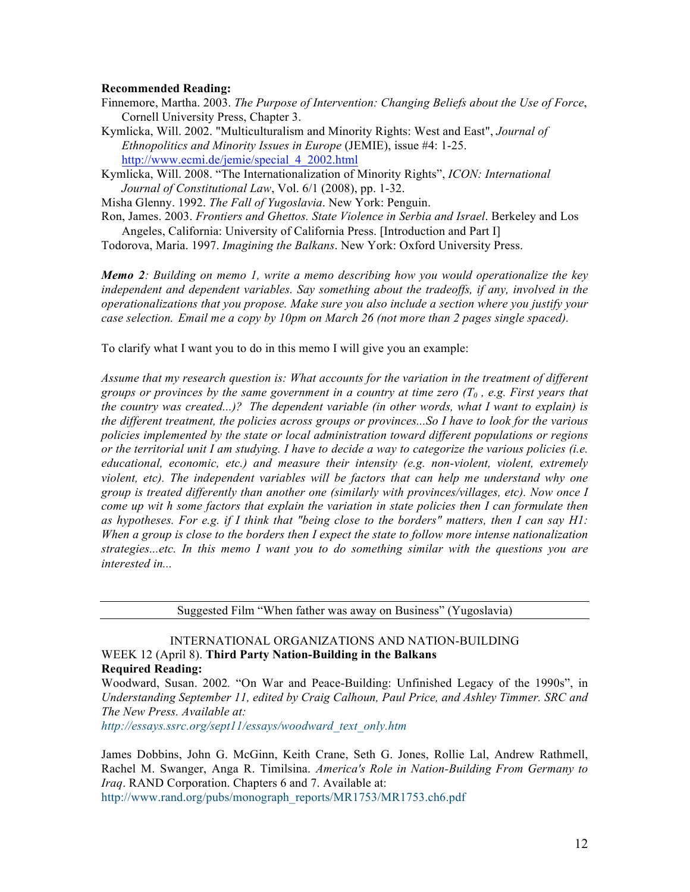**Recommended Reading:**

Finnemore, Martha. 2003. *The Purpose of Intervention: Changing Beliefs about the Use of Force*, Cornell University Press, Chapter 3.

Kymlicka, Will. 2002. "Multiculturalism and Minority Rights: West and East", *Journal of Ethnopolitics and Minority Issues in Europe* (JEMIE), issue #4: 1-25. http://www.ecmi.de/jemie/special_4_2002.html

Kymlicka, Will. 2008. "The Internationalization of Minority Rights", *ICON: International Journal of Constitutional Law*, Vol. 6/1 (2008), pp. 1-32.

Misha Glenny. 1992. *The Fall of Yugoslavia*. New York: Penguin.

Ron, James. 2003. *Frontiers and Ghettos. State Violence in Serbia and Israel*. Berkeley and Los Angeles, California: University of California Press. [Introduction and Part I]

Todorova, Maria. 1997. *Imagining the Balkans*. New York: Oxford University Press.

***Memo 2****: Building on memo 1, write a memo describing how you would operationalize the key independent and dependent variables. Say something about the tradeoffs, if any, involved in the operationalizations that you propose. Make sure you also include a section where you justify your case selection. Email me a copy by 10pm on March 26 (not more than 2 pages single spaced).*

To clarify what I want you to do in this memo I will give you an example:

*Assume that my research question is: What accounts for the variation in the treatment of different groups or provinces by the same government in a country at time zero ($T_0$, e.g. First years that the country was created...)? The dependent variable (in other words, what I want to explain) is the different treatment, the policies across groups or provinces...So I have to look for the various policies implemented by the state or local administration toward different populations or regions or the territorial unit I am studying. I have to decide a way to categorize the various policies (i.e. educational, economic, etc.) and measure their intensity (e.g. non-violent, violent, extremely violent, etc). The independent variables will be factors that can help me understand why one group is treated differently than another one (similarly with provinces/villages, etc). Now once I come up wit h some factors that explain the variation in state policies then I can formulate then as hypotheses. For e.g. if I think that "being close to the borders" matters, then I can say H1: When a group is close to the borders then I expect the state to follow more intense nationalization strategies...etc. In this memo I want you to do something similar with the questions you are interested in...*

---

Suggested Film "When father was away on Business" (Yugoslavia)

---

INTERNATIONAL ORGANIZATIONS AND NATION-BUILDING

WEEK 12 (April 8). **Third Party Nation-Building in the Balkans**

**Required Reading:**

Woodward, Susan. 2002. "On War and Peace-Building: Unfinished Legacy of the 1990s", in *Understanding September 11, edited by Craig Calhoun, Paul Price, and Ashley Timmer. SRC and The New Press. Available at:*
*http://essays.ssrc.org/sept11/essays/woodward_text_only.htm*

James Dobbins, John G. McGinn, Keith Crane, Seth G. Jones, Rollie Lal, Andrew Rathmell, Rachel M. Swanger, Anga R. Timilsina. *America's Role in Nation-Building From Germany to Iraq*. RAND Corporation. Chapters 6 and 7. Available at:
http://www.rand.org/pubs/monograph_reports/MR1753/MR1753.ch6.pdf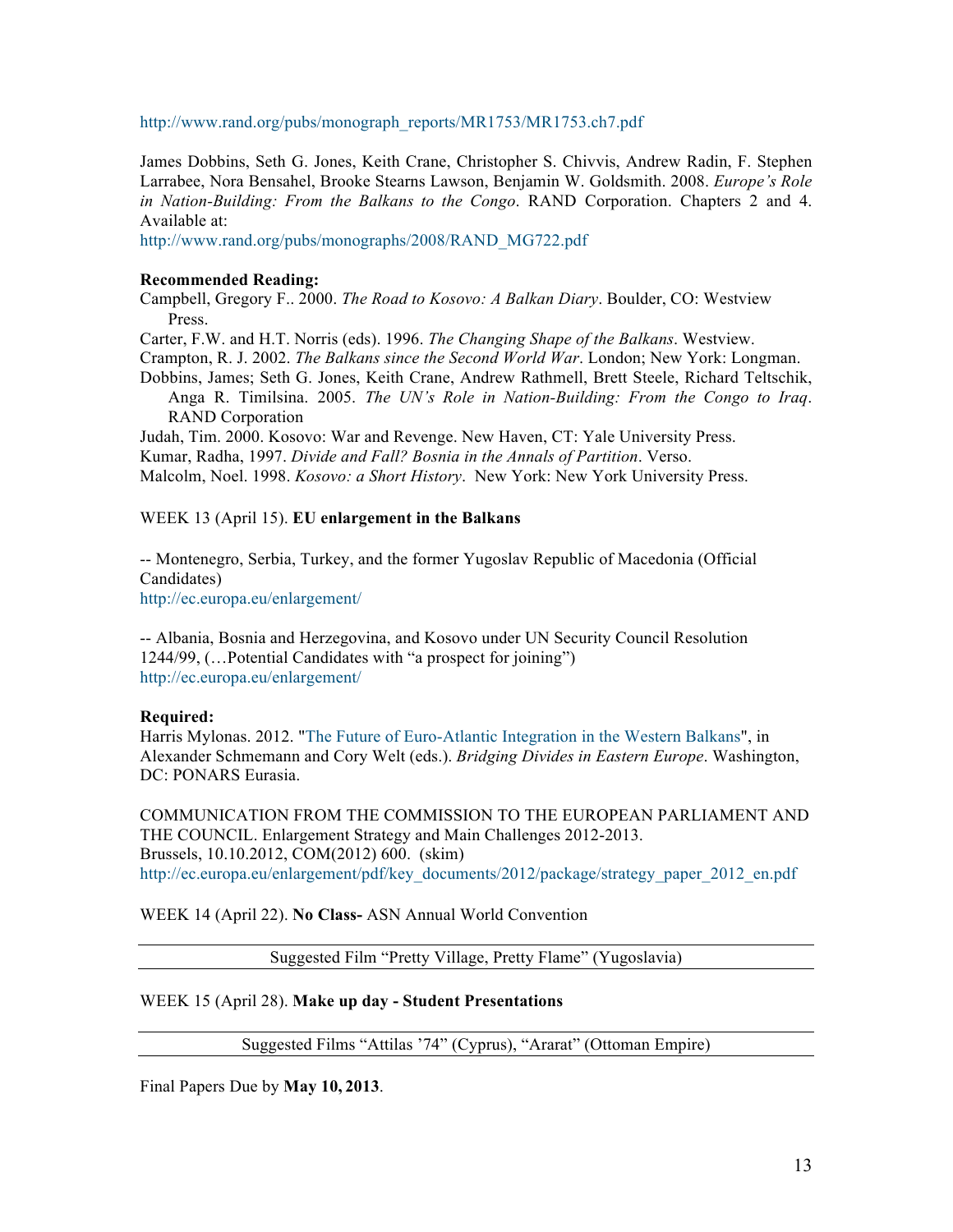http://www.rand.org/pubs/monograph_reports/MR1753/MR1753.ch7.pdf

James Dobbins, Seth G. Jones, Keith Crane, Christopher S. Chivvis, Andrew Radin, F. Stephen Larrabee, Nora Bensahel, Brooke Stearns Lawson, Benjamin W. Goldsmith. 2008. *Europe's Role in Nation-Building: From the Balkans to the Congo*. RAND Corporation. Chapters 2 and 4. Available at:
http://www.rand.org/pubs/monographs/2008/RAND_MG722.pdf

**Recommended Reading:**

Campbell, Gregory F.. 2000. *The Road to Kosovo: A Balkan Diary*. Boulder, CO: Westview Press.

Carter, F.W. and H.T. Norris (eds). 1996. *The Changing Shape of the Balkans*. Westview.

Crampton, R. J. 2002. *The Balkans since the Second World War*. London; New York: Longman.

Dobbins, James; Seth G. Jones, Keith Crane, Andrew Rathmell, Brett Steele, Richard Teltschik, Anga R. Timilsina. 2005. *The UN's Role in Nation-Building: From the Congo to Iraq*. RAND Corporation

Judah, Tim. 2000. Kosovo: War and Revenge. New Haven, CT: Yale University Press.

Kumar, Radha, 1997. *Divide and Fall? Bosnia in the Annals of Partition*. Verso.

Malcolm, Noel. 1998. *Kosovo: a Short History*. New York: New York University Press.

WEEK 13 (April 15). **EU enlargement in the Balkans**

-- Montenegro, Serbia, Turkey, and the former Yugoslav Republic of Macedonia (Official Candidates)
http://ec.europa.eu/enlargement/

-- Albania, Bosnia and Herzegovina, and Kosovo under UN Security Council Resolution 1244/99, (…Potential Candidates with "a prospect for joining")
http://ec.europa.eu/enlargement/

**Required:**

Harris Mylonas. 2012. "The Future of Euro-Atlantic Integration in the Western Balkans", in Alexander Schmemann and Cory Welt (eds.). *Bridging Divides in Eastern Europe*. Washington, DC: PONARS Eurasia.

COMMUNICATION FROM THE COMMISSION TO THE EUROPEAN PARLIAMENT AND THE COUNCIL. Enlargement Strategy and Main Challenges 2012-2013.
Brussels, 10.10.2012, COM(2012) 600. (skim)
http://ec.europa.eu/enlargement/pdf/key_documents/2012/package/strategy_paper_2012_en.pdf

WEEK 14 (April 22). **No Class-** ASN Annual World Convention

---

Suggested Film "Pretty Village, Pretty Flame" (Yugoslavia)

---

WEEK 15 (April 28). **Make up day - Student Presentations**

---

Suggested Films "Attilas '74" (Cyprus), "Ararat" (Ottoman Empire)

---

Final Papers Due by **May 10, 2013**.